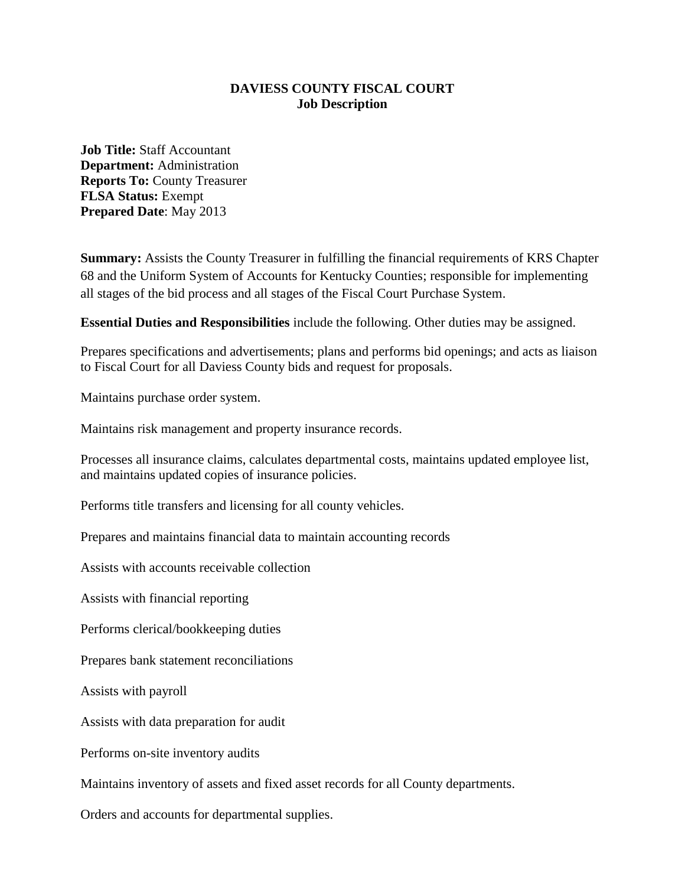# DAVIESS COUNTY FISCAL COURT
## Job Description

**Job Title:** Staff Accountant
**Department:** Administration
**Reports To:** County Treasurer
**FLSA Status:** Exempt
**Prepared Date**: May 2013

**Summary:** Assists the County Treasurer in fulfilling the financial requirements of KRS Chapter 68 and the Uniform System of Accounts for Kentucky Counties; responsible for implementing all stages of the bid process and all stages of the Fiscal Court Purchase System.

**Essential Duties and Responsibilities** include the following. Other duties may be assigned.

Prepares specifications and advertisements; plans and performs bid openings; and acts as liaison to Fiscal Court for all Daviess County bids and request for proposals.

Maintains purchase order system.

Maintains risk management and property insurance records.

Processes all insurance claims, calculates departmental costs, maintains updated employee list, and maintains updated copies of insurance policies.

Performs title transfers and licensing for all county vehicles.

Prepares and maintains financial data to maintain accounting records

Assists with accounts receivable collection

Assists with financial reporting

Performs clerical/bookkeeping duties

Prepares bank statement reconciliations

Assists with payroll

Assists with data preparation for audit

Performs on-site inventory audits

Maintains inventory of assets and fixed asset records for all County departments.

Orders and accounts for departmental supplies.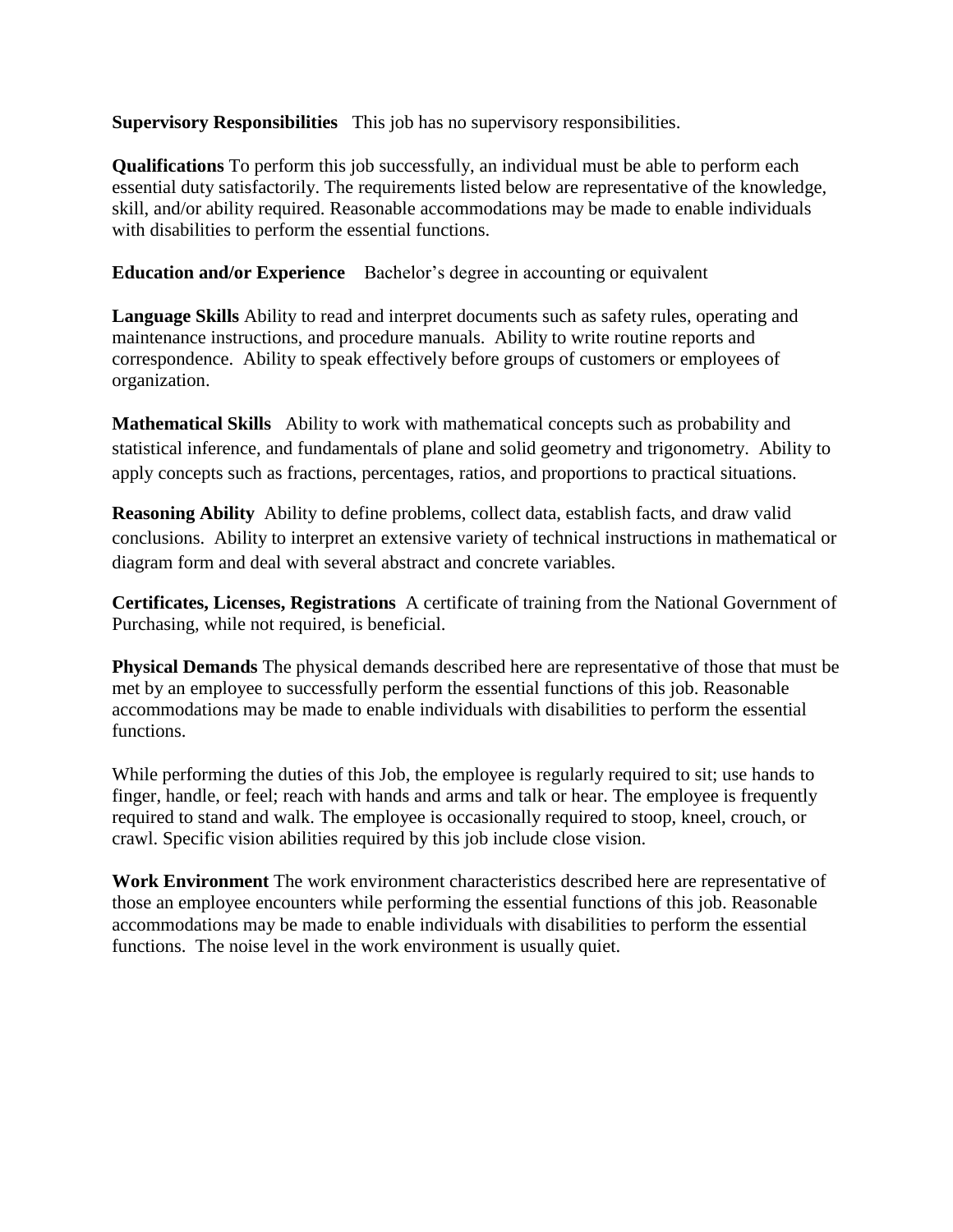**Supervisory Responsibilities** This job has no supervisory responsibilities.

**Qualifications** To perform this job successfully, an individual must be able to perform each essential duty satisfactorily. The requirements listed below are representative of the knowledge, skill, and/or ability required. Reasonable accommodations may be made to enable individuals with disabilities to perform the essential functions.

**Education and/or Experience** Bachelor's degree in accounting or equivalent

**Language Skills** Ability to read and interpret documents such as safety rules, operating and maintenance instructions, and procedure manuals. Ability to write routine reports and correspondence. Ability to speak effectively before groups of customers or employees of organization.

**Mathematical Skills** Ability to work with mathematical concepts such as probability and statistical inference, and fundamentals of plane and solid geometry and trigonometry. Ability to apply concepts such as fractions, percentages, ratios, and proportions to practical situations.

**Reasoning Ability** Ability to define problems, collect data, establish facts, and draw valid conclusions. Ability to interpret an extensive variety of technical instructions in mathematical or diagram form and deal with several abstract and concrete variables.

**Certificates, Licenses, Registrations** A certificate of training from the National Government of Purchasing, while not required, is beneficial.

**Physical Demands** The physical demands described here are representative of those that must be met by an employee to successfully perform the essential functions of this job. Reasonable accommodations may be made to enable individuals with disabilities to perform the essential functions.

While performing the duties of this Job, the employee is regularly required to sit; use hands to finger, handle, or feel; reach with hands and arms and talk or hear. The employee is frequently required to stand and walk. The employee is occasionally required to stoop, kneel, crouch, or crawl. Specific vision abilities required by this job include close vision.

**Work Environment** The work environment characteristics described here are representative of those an employee encounters while performing the essential functions of this job. Reasonable accommodations may be made to enable individuals with disabilities to perform the essential functions. The noise level in the work environment is usually quiet.